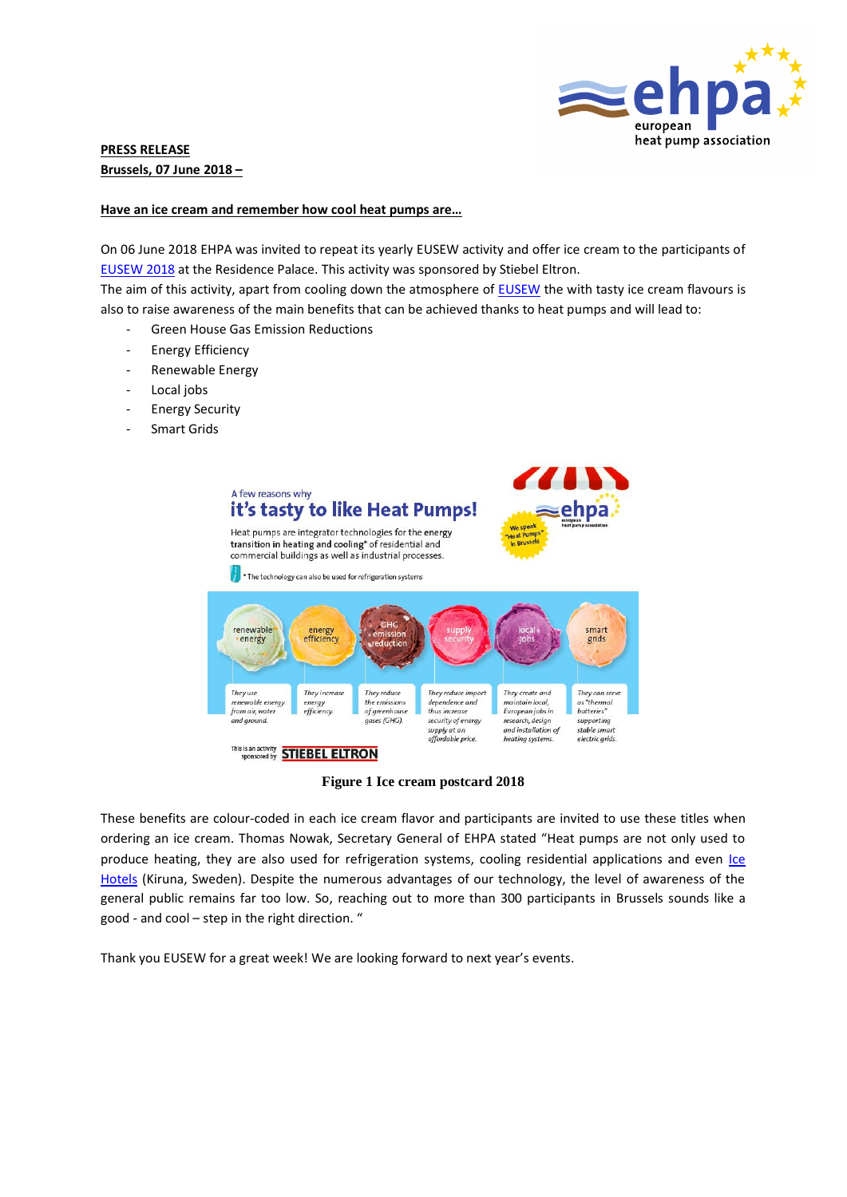**PRESS RELEASE**
**Brussels, 07 June 2018 –**

**Have an ice cream and remember how cool heat pumps are…**

On 06 June 2018 EHPA was invited to repeat its yearly EUSEW activity and offer ice cream to the participants of EUSEW 2018 at the Residence Palace. This activity was sponsored by Stiebel Eltron.
The aim of this activity, apart from cooling down the atmosphere of EUSEW the with tasty ice cream flavours is also to raise awareness of the main benefits that can be achieved thanks to heat pumps and will lead to:

- Green House Gas Emission Reductions
- Energy Efficiency
- Renewable Energy
- Local jobs
- Energy Security
- Smart Grids

**Figure 1 Ice cream postcard 2018**

These benefits are colour-coded in each ice cream flavor and participants are invited to use these titles when ordering an ice cream. Thomas Nowak, Secretary General of EHPA stated "Heat pumps are not only used to produce heating, they are also used for refrigeration systems, cooling residential applications and even Ice Hotels (Kiruna, Sweden). Despite the numerous advantages of our technology, the level of awareness of the general public remains far too low. So, reaching out to more than 300 participants in Brussels sounds like a good - and cool – step in the right direction. "

Thank you EUSEW for a great week! We are looking forward to next year's events.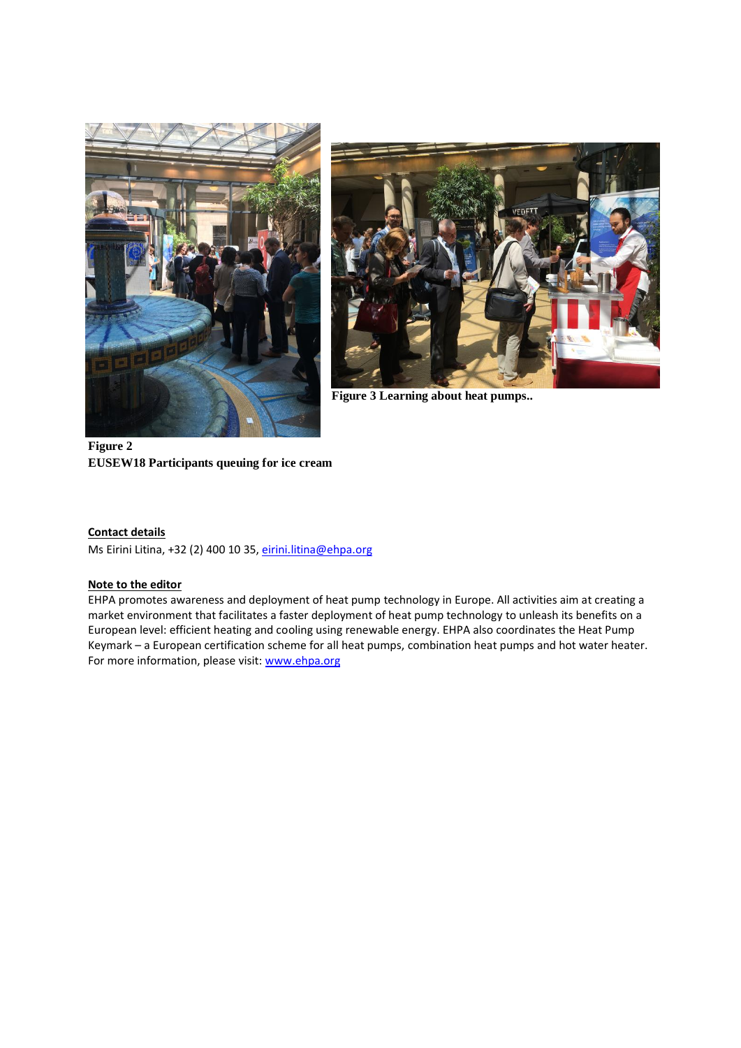Figure 3 Learning about heat pumps..

Figure 2
EUSEW18 Participants queuing for ice cream

**Contact details**

Ms Eirini Litina, +32 (2) 400 10 35, eirini.litina@ehpa.org

**Note to the editor**

EHPA promotes awareness and deployment of heat pump technology in Europe. All activities aim at creating a market environment that facilitates a faster deployment of heat pump technology to unleash its benefits on a European level: efficient heating and cooling using renewable energy. EHPA also coordinates the Heat Pump Keymark – a European certification scheme for all heat pumps, combination heat pumps and hot water heater. For more information, please visit: www.ehpa.org